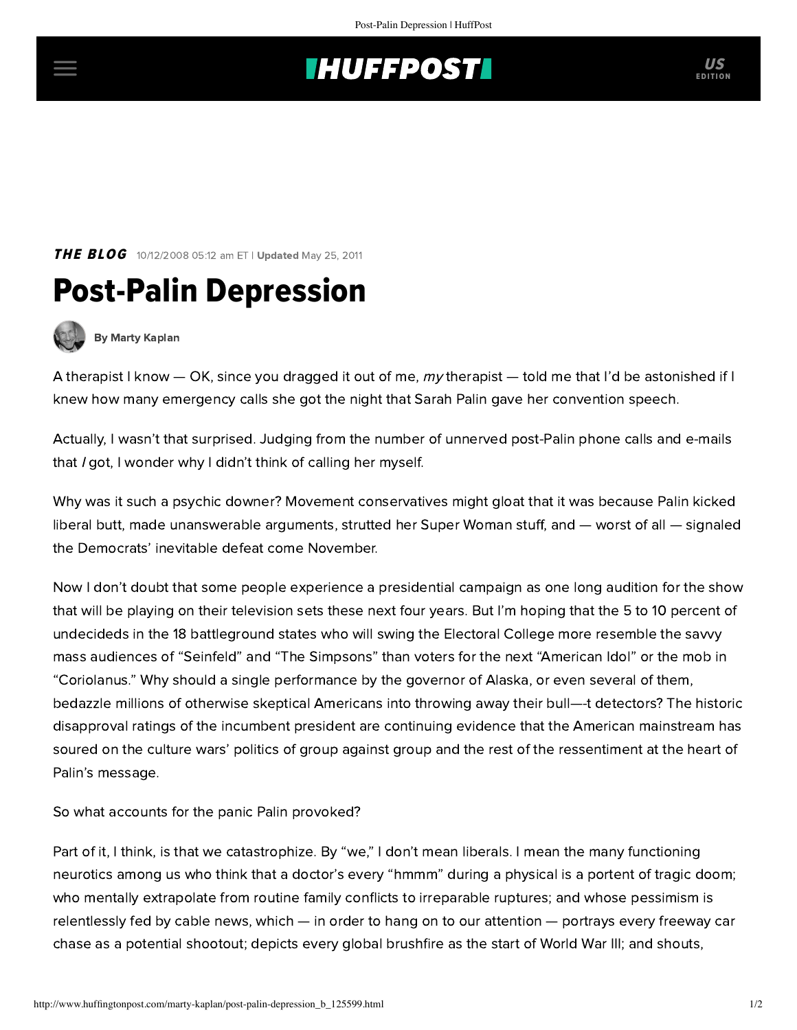**THE BLOG** 10/12/2008 05:12 am ET | **Updated** May 25, 2011

# Post-Palin Depression

**By Marty Kaplan**

A therapist I know — OK, since you dragged it out of me, *my* therapist — told me that I'd be astonished if I knew how many emergency calls she got the night that Sarah Palin gave her convention speech.

Actually, I wasn't that surprised. Judging from the number of unnerved post-Palin phone calls and e-mails that *I* got, I wonder why I didn't think of calling her myself.

Why was it such a psychic downer? Movement conservatives might gloat that it was because Palin kicked liberal butt, made unanswerable arguments, strutted her Super Woman stuff, and — worst of all — signaled the Democrats' inevitable defeat come November.

Now I don't doubt that some people experience a presidential campaign as one long audition for the show that will be playing on their television sets these next four years. But I'm hoping that the 5 to 10 percent of undecideds in the 18 battleground states who will swing the Electoral College more resemble the savvy mass audiences of "Seinfeld" and "The Simpsons" than voters for the next "American Idol" or the mob in "Coriolanus." Why should a single performance by the governor of Alaska, or even several of them, bedazzle millions of otherwise skeptical Americans into throwing away their bull—-t detectors? The historic disapproval ratings of the incumbent president are continuing evidence that the American mainstream has soured on the culture wars' politics of group against group and the rest of the ressentiment at the heart of Palin's message.

So what accounts for the panic Palin provoked?

Part of it, I think, is that we catastrophize. By "we," I don't mean liberals. I mean the many functioning neurotics among us who think that a doctor's every "hmmm" during a physical is a portent of tragic doom; who mentally extrapolate from routine family conflicts to irreparable ruptures; and whose pessimism is relentlessly fed by cable news, which — in order to hang on to our attention — portrays every freeway car chase as a potential shootout; depicts every global brushfire as the start of World War III; and shouts,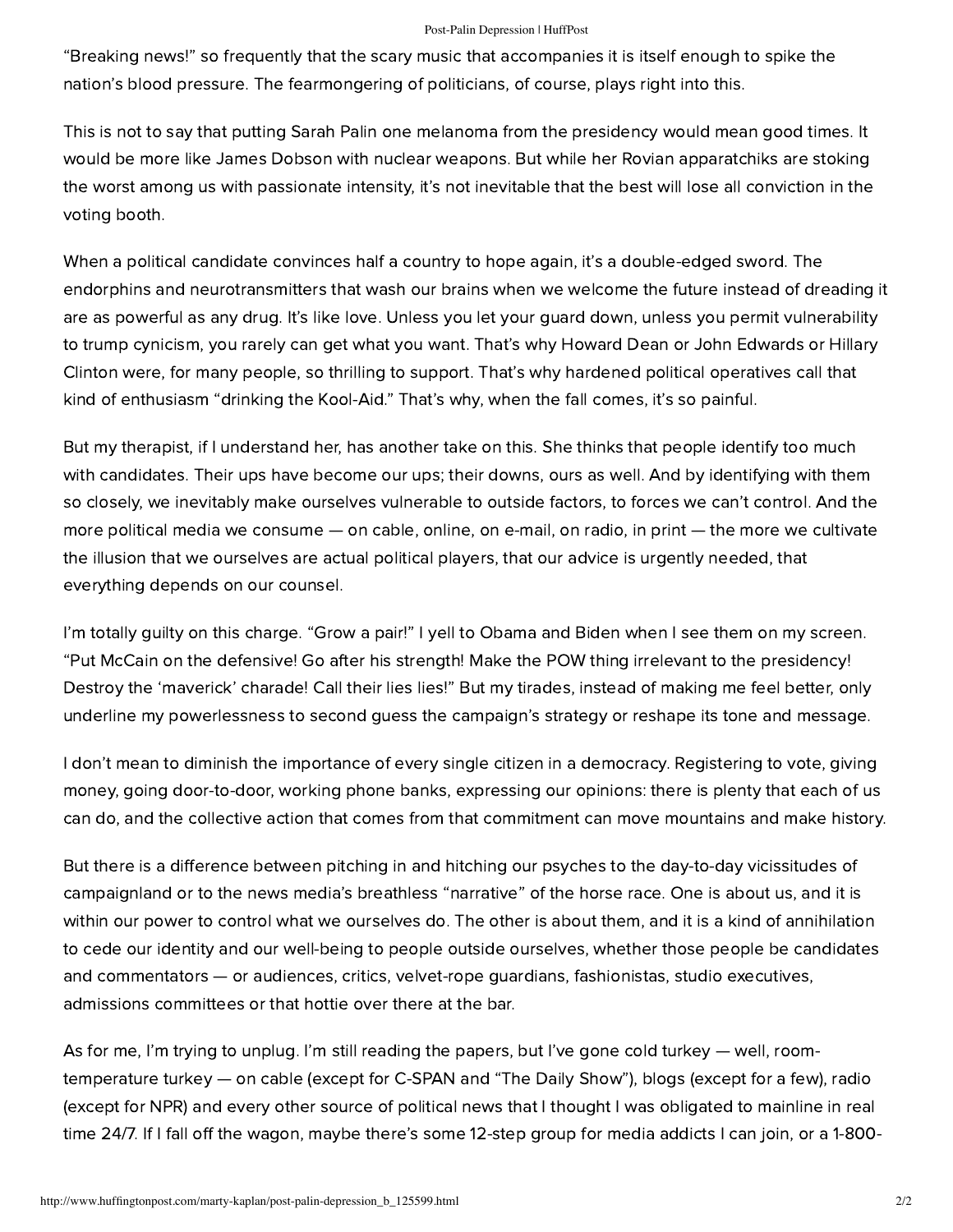"Breaking news!" so frequently that the scary music that accompanies it is itself enough to spike the nation's blood pressure. The fearmongering of politicians, of course, plays right into this.

This is not to say that putting Sarah Palin one melanoma from the presidency would mean good times. It would be more like James Dobson with nuclear weapons. But while her Rovian apparatchiks are stoking the worst among us with passionate intensity, it's not inevitable that the best will lose all conviction in the voting booth.

When a political candidate convinces half a country to hope again, it's a double-edged sword. The endorphins and neurotransmitters that wash our brains when we welcome the future instead of dreading it are as powerful as any drug. It's like love. Unless you let your guard down, unless you permit vulnerability to trump cynicism, you rarely can get what you want. That's why Howard Dean or John Edwards or Hillary Clinton were, for many people, so thrilling to support. That's why hardened political operatives call that kind of enthusiasm "drinking the Kool-Aid." That's why, when the fall comes, it's so painful.

But my therapist, if I understand her, has another take on this. She thinks that people identify too much with candidates. Their ups have become our ups; their downs, ours as well. And by identifying with them so closely, we inevitably make ourselves vulnerable to outside factors, to forces we can't control. And the more political media we consume — on cable, online, on e-mail, on radio, in print — the more we cultivate the illusion that we ourselves are actual political players, that our advice is urgently needed, that everything depends on our counsel.

I'm totally guilty on this charge. "Grow a pair!" I yell to Obama and Biden when I see them on my screen. "Put McCain on the defensive! Go after his strength! Make the POW thing irrelevant to the presidency! Destroy the 'maverick' charade! Call their lies lies!" But my tirades, instead of making me feel better, only underline my powerlessness to second guess the campaign's strategy or reshape its tone and message.

I don't mean to diminish the importance of every single citizen in a democracy. Registering to vote, giving money, going door-to-door, working phone banks, expressing our opinions: there is plenty that each of us can do, and the collective action that comes from that commitment can move mountains and make history.

But there is a difference between pitching in and hitching our psyches to the day-to-day vicissitudes of campaignland or to the news media's breathless "narrative" of the horse race. One is about us, and it is within our power to control what we ourselves do. The other is about them, and it is a kind of annihilation to cede our identity and our well-being to people outside ourselves, whether those people be candidates and commentators — or audiences, critics, velvet-rope guardians, fashionistas, studio executives, admissions committees or that hottie over there at the bar.

As for me, I'm trying to unplug. I'm still reading the papers, but I've gone cold turkey — well, room-temperature turkey — on cable (except for C-SPAN and "The Daily Show"), blogs (except for a few), radio (except for NPR) and every other source of political news that I thought I was obligated to mainline in real time 24/7. If I fall off the wagon, maybe there's some 12-step group for media addicts I can join, or a 1-800-